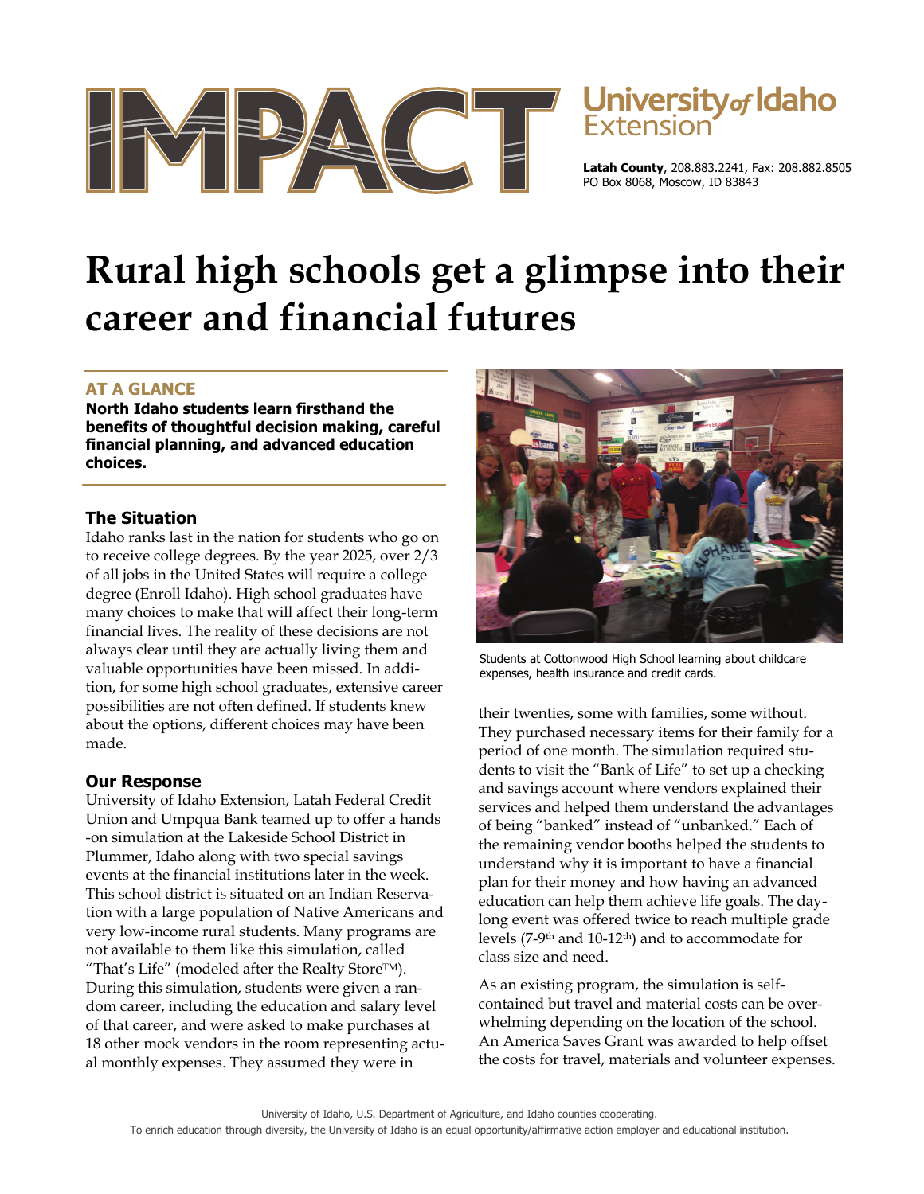IMPACT

University of Idaho Extension

**Latah County**, 208.883.2241, Fax: 208.882.8505
PO Box 8068, Moscow, ID 83843

# Rural high schools get a glimpse into their career and financial futures

## AT A GLANCE

**North Idaho students learn firsthand the benefits of thoughtful decision making, careful financial planning, and advanced education choices.**

## The Situation

Idaho ranks last in the nation for students who go on to receive college degrees. By the year 2025, over 2/3 of all jobs in the United States will require a college degree (Enroll Idaho). High school graduates have many choices to make that will affect their long-term financial lives. The reality of these decisions are not always clear until they are actually living them and valuable opportunities have been missed. In addition, for some high school graduates, extensive career possibilities are not often defined. If students knew about the options, different choices may have been made.

## Our Response

University of Idaho Extension, Latah Federal Credit Union and Umpqua Bank teamed up to offer a hands-on simulation at the Lakeside School District in Plummer, Idaho along with two special savings events at the financial institutions later in the week. This school district is situated on an Indian Reservation with a large population of Native Americans and very low-income rural students. Many programs are not available to them like this simulation, called "That's Life" (modeled after the Realty Store™). During this simulation, students were given a random career, including the education and salary level of that career, and were asked to make purchases at 18 other mock vendors in the room representing actual monthly expenses. They assumed they were in their twenties, some with families, some without. They purchased necessary items for their family for a period of one month. The simulation required students to visit the "Bank of Life" to set up a checking and savings account where vendors explained their services and helped them understand the advantages of being "banked" instead of "unbanked." Each of the remaining vendor booths helped the students to understand why it is important to have a financial plan for their money and how having an advanced education can help them achieve life goals. The day-long event was offered twice to reach multiple grade levels (7-9th and 10-12th) and to accommodate for class size and need.

Students at Cottonwood High School learning about childcare expenses, health insurance and credit cards.

As an existing program, the simulation is self-contained but travel and material costs can be overwhelming depending on the location of the school. An America Saves Grant was awarded to help offset the costs for travel, materials and volunteer expenses.

University of Idaho, U.S. Department of Agriculture, and Idaho counties cooperating.
To enrich education through diversity, the University of Idaho is an equal opportunity/affirmative action employer and educational institution.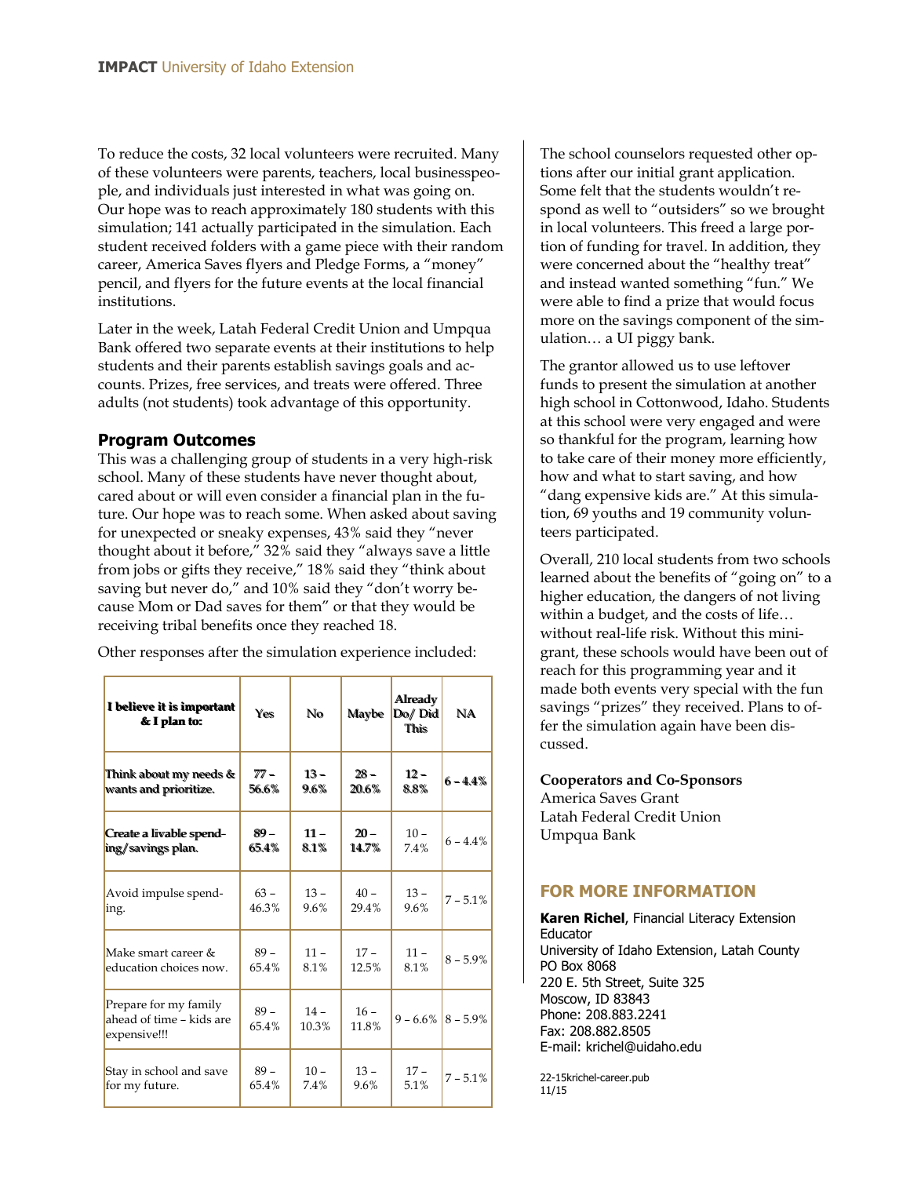To reduce the costs, 32 local volunteers were recruited. Many of these volunteers were parents, teachers, local businesspeople, and individuals just interested in what was going on. Our hope was to reach approximately 180 students with this simulation; 141 actually participated in the simulation. Each student received folders with a game piece with their random career, America Saves flyers and Pledge Forms, a "money" pencil, and flyers for the future events at the local financial institutions.

Later in the week, Latah Federal Credit Union and Umpqua Bank offered two separate events at their institutions to help students and their parents establish savings goals and accounts. Prizes, free services, and treats were offered. Three adults (not students) took advantage of this opportunity.

## Program Outcomes

This was a challenging group of students in a very high-risk school. Many of these students have never thought about, cared about or will even consider a financial plan in the future. Our hope was to reach some. When asked about saving for unexpected or sneaky expenses, 43% said they "never thought about it before," 32% said they "always save a little from jobs or gifts they receive," 18% said they "think about saving but never do," and 10% said they "don't worry because Mom or Dad saves for them" or that they would be receiving tribal benefits once they reached 18.

Other responses after the simulation experience included:

| I believe it is important & I plan to: | Yes | No | Maybe | Already Do/ Did This | NA |
|---|---|---|---|---|---|
| **Think about my needs & wants and prioritize.** | **77 – 56.6%** | **13 – 9.6%** | **28 – 20.6%** | **12 – 8.8%** | **6 – 4.4%** |
| **Create a livable spending/savings plan.** | **89 – 65.4%** | **11 – 8.1%** | **20 – 14.7%** | 10 – 7.4% | 6 – 4.4% |
| Avoid impulse spending. | 63 – 46.3% | 13 – 9.6% | 40 – 29.4% | 13 – 9.6% | 7 – 5.1% |
| Make smart career & education choices now. | 89 – 65.4% | 11 – 8.1% | 17 – 12.5% | 11 – 8.1% | 8 – 5.9% |
| Prepare for my family ahead of time – kids are expensive!!! | 89 – 65.4% | 14 – 10.3% | 16 – 11.8% | 9 – 6.6% | 8 – 5.9% |
| Stay in school and save for my future. | 89 – 65.4% | 10 – 7.4% | 13 – 9.6% | 17 – 5.1% | 7 – 5.1% |

The school counselors requested other options after our initial grant application. Some felt that the students wouldn't respond as well to "outsiders" so we brought in local volunteers. This freed a large portion of funding for travel. In addition, they were concerned about the "healthy treat" and instead wanted something "fun." We were able to find a prize that would focus more on the savings component of the simulation… a UI piggy bank.

The grantor allowed us to use leftover funds to present the simulation at another high school in Cottonwood, Idaho. Students at this school were very engaged and were so thankful for the program, learning how to take care of their money more efficiently, how and what to start saving, and how "dang expensive kids are." At this simulation, 69 youths and 19 community volunteers participated.

Overall, 210 local students from two schools learned about the benefits of "going on" to a higher education, the dangers of not living within a budget, and the costs of life… without real-life risk. Without this mini-grant, these schools would have been out of reach for this programming year and it made both events very special with the fun savings "prizes" they received. Plans to offer the simulation again have been discussed.

**Cooperators and Co-Sponsors**
America Saves Grant
Latah Federal Credit Union
Umpqua Bank

## FOR MORE INFORMATION

**Karen Richel**, Financial Literacy Extension Educator
University of Idaho Extension, Latah County
PO Box 8068
220 E. 5th Street, Suite 325
Moscow, ID 83843
Phone: 208.883.2241
Fax: 208.882.8505
E-mail: krichel@uidaho.edu

22-15krichel-career.pub
11/15